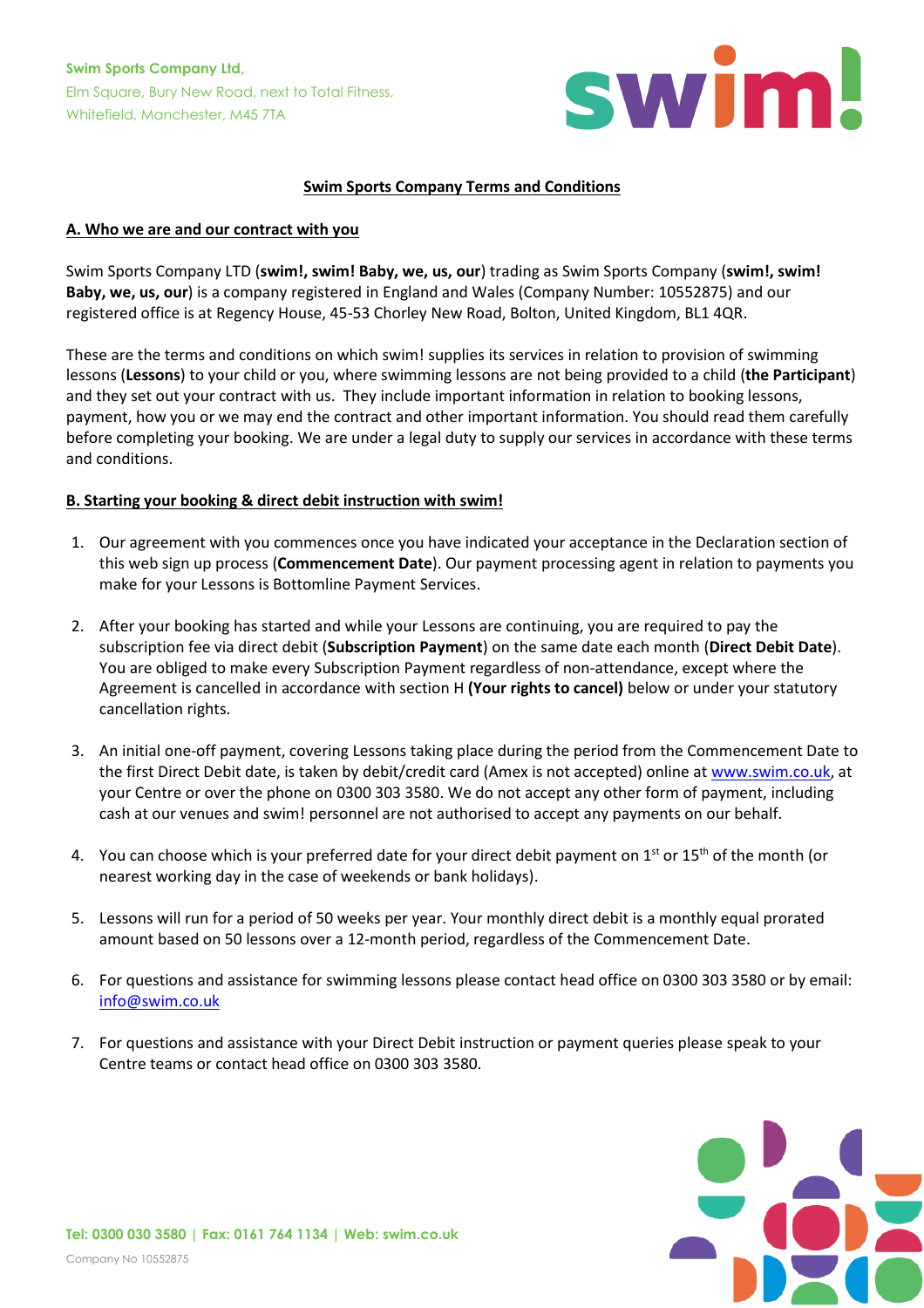Swim Sports Company Ltd,
Elm Square, Bury New Road, next to Total Fitness,
Whitefield, Manchester, M45 7TA

# Swim Sports Company Terms and Conditions

## A. Who we are and our contract with you

Swim Sports Company LTD (**swim!, swim! Baby, we, us, our**) trading as Swim Sports Company (**swim!, swim! Baby, we, us, our**) is a company registered in England and Wales (Company Number: 10552875) and our registered office is at Regency House, 45-53 Chorley New Road, Bolton, United Kingdom, BL1 4QR.

These are the terms and conditions on which swim! supplies its services in relation to provision of swimming lessons (**Lessons**) to your child or you, where swimming lessons are not being provided to a child (**the Participant**) and they set out your contract with us. They include important information in relation to booking lessons, payment, how you or we may end the contract and other important information. You should read them carefully before completing your booking. We are under a legal duty to supply our services in accordance with these terms and conditions.

## B. Starting your booking & direct debit instruction with swim!

1. Our agreement with you commences once you have indicated your acceptance in the Declaration section of this web sign up process (**Commencement Date**). Our payment processing agent in relation to payments you make for your Lessons is Bottomline Payment Services.
2. After your booking has started and while your Lessons are continuing, you are required to pay the subscription fee via direct debit (**Subscription Payment**) on the same date each month (**Direct Debit Date**). You are obliged to make every Subscription Payment regardless of non-attendance, except where the Agreement is cancelled in accordance with section H **(Your rights to cancel)** below or under your statutory cancellation rights.
3. An initial one-off payment, covering Lessons taking place during the period from the Commencement Date to the first Direct Debit date, is taken by debit/credit card (Amex is not accepted) online at www.swim.co.uk, at your Centre or over the phone on 0300 303 3580. We do not accept any other form of payment, including cash at our venues and swim! personnel are not authorised to accept any payments on our behalf.
4. You can choose which is your preferred date for your direct debit payment on 1st or 15th of the month (or nearest working day in the case of weekends or bank holidays).
5. Lessons will run for a period of 50 weeks per year. Your monthly direct debit is a monthly equal prorated amount based on 50 lessons over a 12-month period, regardless of the Commencement Date.
6. For questions and assistance for swimming lessons please contact head office on 0300 303 3580 or by email: info@swim.co.uk
7. For questions and assistance with your Direct Debit instruction or payment queries please speak to your Centre teams or contact head office on 0300 303 3580.

**Tel: 0300 030 3580 | Fax: 0161 764 1134 | Web: swim.co.uk**

Company No 10552875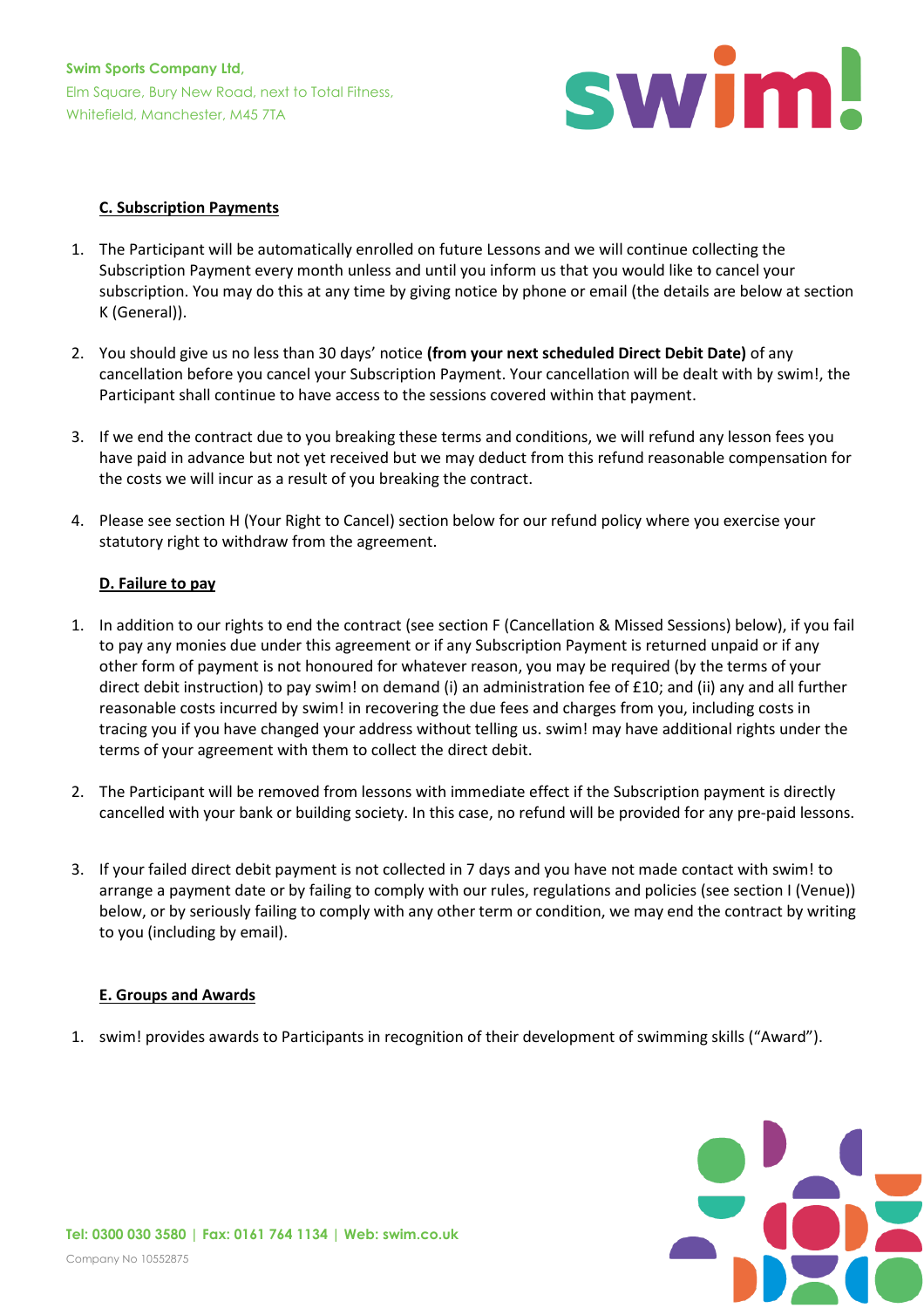## C. Subscription Payments

1. The Participant will be automatically enrolled on future Lessons and we will continue collecting the Subscription Payment every month unless and until you inform us that you would like to cancel your subscription. You may do this at any time by giving notice by phone or email (the details are below at section K (General)).

2. You should give us no less than 30 days' notice **(from your next scheduled Direct Debit Date)** of any cancellation before you cancel your Subscription Payment. Your cancellation will be dealt with by swim!, the Participant shall continue to have access to the sessions covered within that payment.

3. If we end the contract due to you breaking these terms and conditions, we will refund any lesson fees you have paid in advance but not yet received but we may deduct from this refund reasonable compensation for the costs we will incur as a result of you breaking the contract.

4. Please see section H (Your Right to Cancel) section below for our refund policy where you exercise your statutory right to withdraw from the agreement.

## D. Failure to pay

1. In addition to our rights to end the contract (see section F (Cancellation & Missed Sessions) below), if you fail to pay any monies due under this agreement or if any Subscription Payment is returned unpaid or if any other form of payment is not honoured for whatever reason, you may be required (by the terms of your direct debit instruction) to pay swim! on demand (i) an administration fee of £10; and (ii) any and all further reasonable costs incurred by swim! in recovering the due fees and charges from you, including costs in tracing you if you have changed your address without telling us. swim! may have additional rights under the terms of your agreement with them to collect the direct debit.

2. The Participant will be removed from lessons with immediate effect if the Subscription payment is directly cancelled with your bank or building society. In this case, no refund will be provided for any pre-paid lessons.

3. If your failed direct debit payment is not collected in 7 days and you have not made contact with swim! to arrange a payment date or by failing to comply with our rules, regulations and policies (see section I (Venue)) below, or by seriously failing to comply with any other term or condition, we may end the contract by writing to you (including by email).

## E. Groups and Awards

1. swim! provides awards to Participants in recognition of their development of swimming skills ("Award").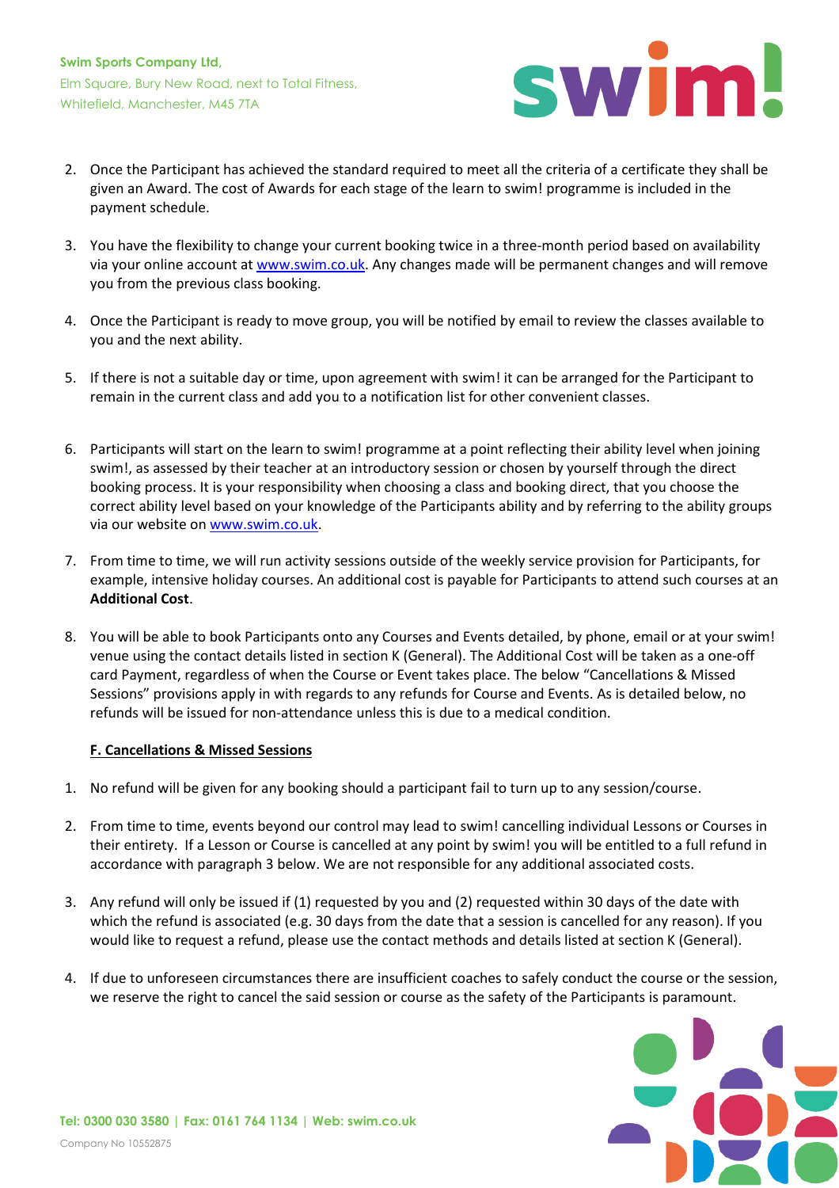2. Once the Participant has achieved the standard required to meet all the criteria of a certificate they shall be given an Award. The cost of Awards for each stage of the learn to swim! programme is included in the payment schedule.

3. You have the flexibility to change your current booking twice in a three-month period based on availability via your online account at www.swim.co.uk. Any changes made will be permanent changes and will remove you from the previous class booking.

4. Once the Participant is ready to move group, you will be notified by email to review the classes available to you and the next ability.

5. If there is not a suitable day or time, upon agreement with swim! it can be arranged for the Participant to remain in the current class and add you to a notification list for other convenient classes.

6. Participants will start on the learn to swim! programme at a point reflecting their ability level when joining swim!, as assessed by their teacher at an introductory session or chosen by yourself through the direct booking process. It is your responsibility when choosing a class and booking direct, that you choose the correct ability level based on your knowledge of the Participants ability and by referring to the ability groups via our website on www.swim.co.uk.

7. From time to time, we will run activity sessions outside of the weekly service provision for Participants, for example, intensive holiday courses. An additional cost is payable for Participants to attend such courses at an **Additional Cost**.

8. You will be able to book Participants onto any Courses and Events detailed, by phone, email or at your swim! venue using the contact details listed in section K (General). The Additional Cost will be taken as a one-off card Payment, regardless of when the Course or Event takes place. The below "Cancellations & Missed Sessions" provisions apply in with regards to any refunds for Course and Events. As is detailed below, no refunds will be issued for non-attendance unless this is due to a medical condition.

## F. Cancellations & Missed Sessions

1. No refund will be given for any booking should a participant fail to turn up to any session/course.

2. From time to time, events beyond our control may lead to swim! cancelling individual Lessons or Courses in their entirety. If a Lesson or Course is cancelled at any point by swim! you will be entitled to a full refund in accordance with paragraph 3 below. We are not responsible for any additional associated costs.

3. Any refund will only be issued if (1) requested by you and (2) requested within 30 days of the date with which the refund is associated (e.g. 30 days from the date that a session is cancelled for any reason). If you would like to request a refund, please use the contact methods and details listed at section K (General).

4. If due to unforeseen circumstances there are insufficient coaches to safely conduct the course or the session, we reserve the right to cancel the said session or course as the safety of the Participants is paramount.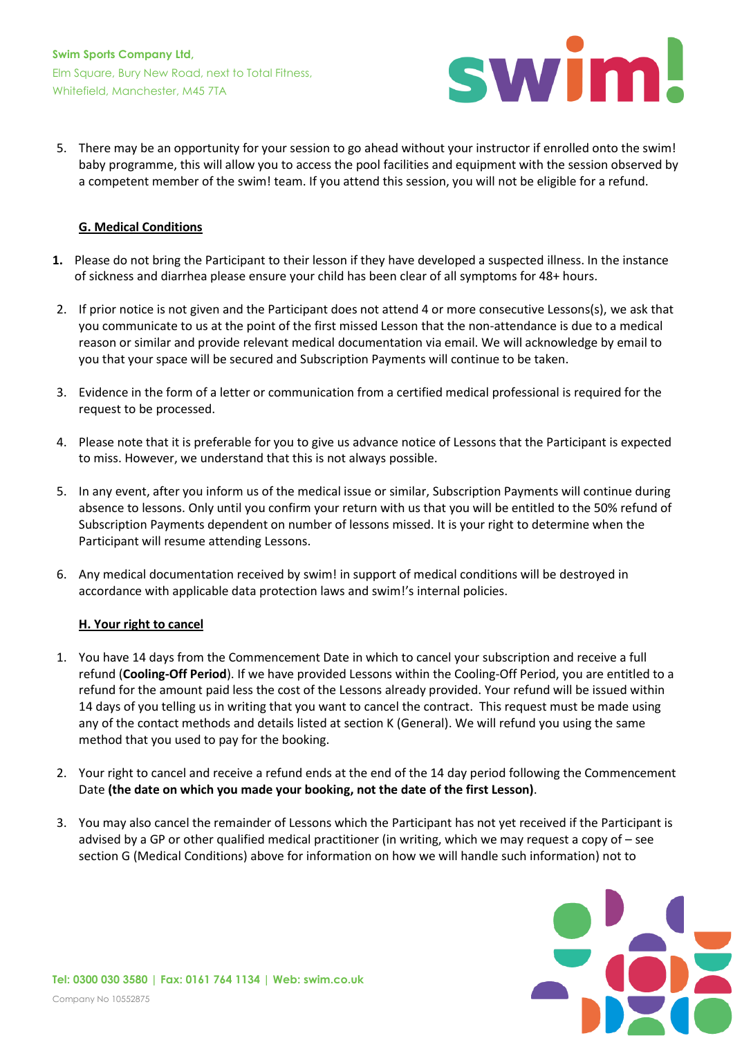5. There may be an opportunity for your session to go ahead without your instructor if enrolled onto the swim! baby programme, this will allow you to access the pool facilities and equipment with the session observed by a competent member of the swim! team. If you attend this session, you will not be eligible for a refund.

## G. Medical Conditions

1. Please do not bring the Participant to their lesson if they have developed a suspected illness. In the instance of sickness and diarrhea please ensure your child has been clear of all symptoms for 48+ hours.

2. If prior notice is not given and the Participant does not attend 4 or more consecutive Lessons(s), we ask that you communicate to us at the point of the first missed Lesson that the non-attendance is due to a medical reason or similar and provide relevant medical documentation via email. We will acknowledge by email to you that your space will be secured and Subscription Payments will continue to be taken.

3. Evidence in the form of a letter or communication from a certified medical professional is required for the request to be processed.

4. Please note that it is preferable for you to give us advance notice of Lessons that the Participant is expected to miss. However, we understand that this is not always possible.

5. In any event, after you inform us of the medical issue or similar, Subscription Payments will continue during absence to lessons. Only until you confirm your return with us that you will be entitled to the 50% refund of Subscription Payments dependent on number of lessons missed. It is your right to determine when the Participant will resume attending Lessons.

6. Any medical documentation received by swim! in support of medical conditions will be destroyed in accordance with applicable data protection laws and swim!'s internal policies.

## H. Your right to cancel

1. You have 14 days from the Commencement Date in which to cancel your subscription and receive a full refund (**Cooling-Off Period**). If we have provided Lessons within the Cooling-Off Period, you are entitled to a refund for the amount paid less the cost of the Lessons already provided. Your refund will be issued within 14 days of you telling us in writing that you want to cancel the contract. This request must be made using any of the contact methods and details listed at section K (General). We will refund you using the same method that you used to pay for the booking.

2. Your right to cancel and receive a refund ends at the end of the 14 day period following the Commencement Date **(the date on which you made your booking, not the date of the first Lesson)**.

3. You may also cancel the remainder of Lessons which the Participant has not yet received if the Participant is advised by a GP or other qualified medical practitioner (in writing, which we may request a copy of – see section G (Medical Conditions) above for information on how we will handle such information) not to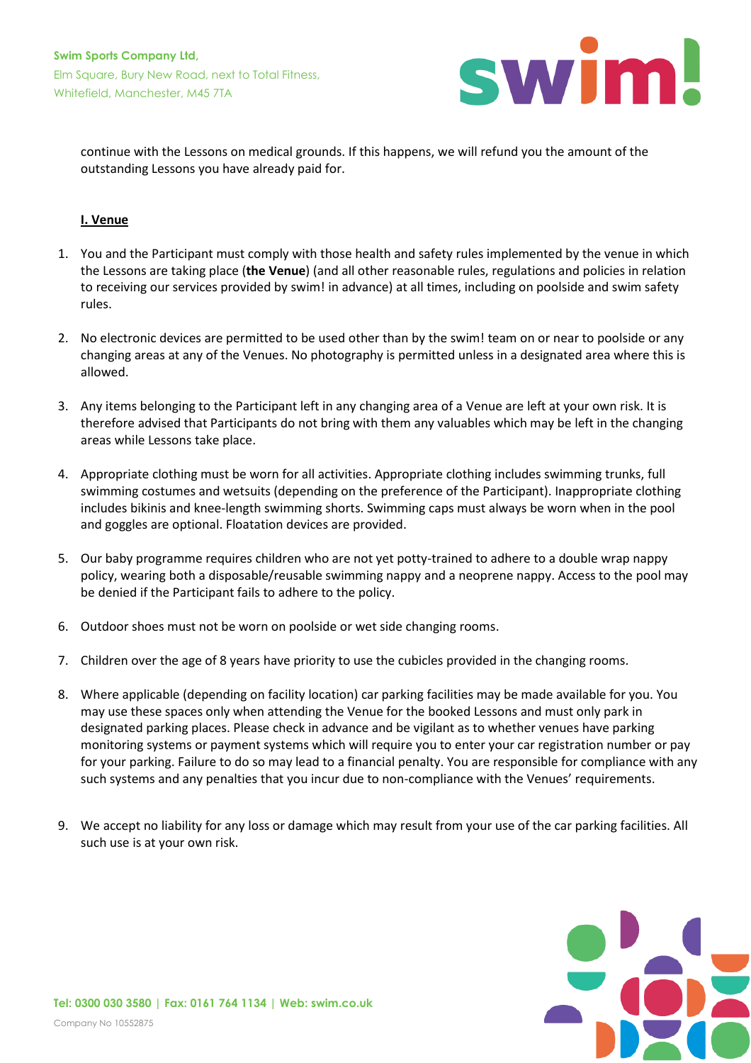continue with the Lessons on medical grounds. If this happens, we will refund you the amount of the outstanding Lessons you have already paid for.

## I. Venue

1. You and the Participant must comply with those health and safety rules implemented by the venue in which the Lessons are taking place (**the Venue**) (and all other reasonable rules, regulations and policies in relation to receiving our services provided by swim! in advance) at all times, including on poolside and swim safety rules.

2. No electronic devices are permitted to be used other than by the swim! team on or near to poolside or any changing areas at any of the Venues. No photography is permitted unless in a designated area where this is allowed.

3. Any items belonging to the Participant left in any changing area of a Venue are left at your own risk. It is therefore advised that Participants do not bring with them any valuables which may be left in the changing areas while Lessons take place.

4. Appropriate clothing must be worn for all activities. Appropriate clothing includes swimming trunks, full swimming costumes and wetsuits (depending on the preference of the Participant). Inappropriate clothing includes bikinis and knee-length swimming shorts. Swimming caps must always be worn when in the pool and goggles are optional. Floatation devices are provided.

5. Our baby programme requires children who are not yet potty-trained to adhere to a double wrap nappy policy, wearing both a disposable/reusable swimming nappy and a neoprene nappy. Access to the pool may be denied if the Participant fails to adhere to the policy.

6. Outdoor shoes must not be worn on poolside or wet side changing rooms.

7. Children over the age of 8 years have priority to use the cubicles provided in the changing rooms.

8. Where applicable (depending on facility location) car parking facilities may be made available for you. You may use these spaces only when attending the Venue for the booked Lessons and must only park in designated parking places. Please check in advance and be vigilant as to whether venues have parking monitoring systems or payment systems which will require you to enter your car registration number or pay for your parking. Failure to do so may lead to a financial penalty. You are responsible for compliance with any such systems and any penalties that you incur due to non-compliance with the Venues' requirements.

9. We accept no liability for any loss or damage which may result from your use of the car parking facilities. All such use is at your own risk.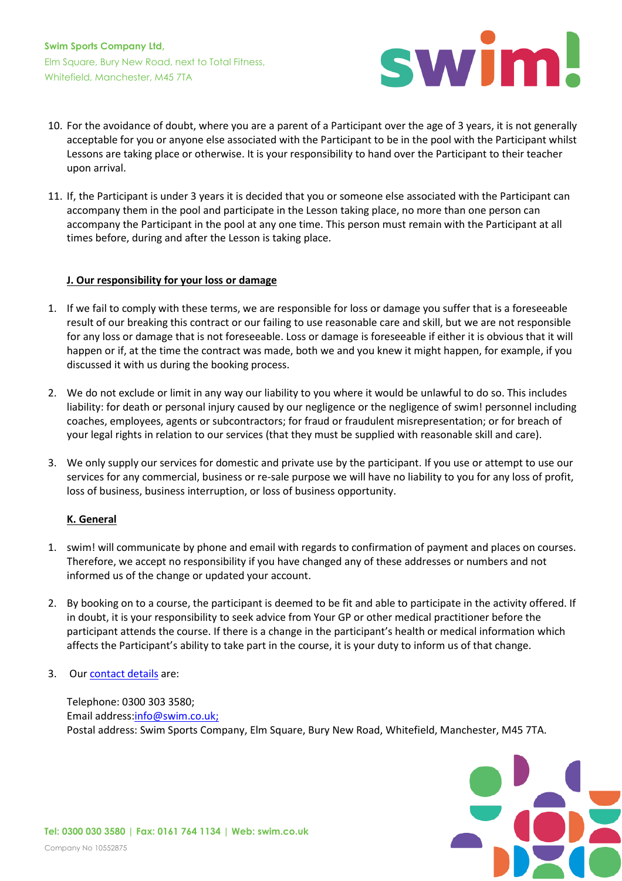10. For the avoidance of doubt, where you are a parent of a Participant over the age of 3 years, it is not generally acceptable for you or anyone else associated with the Participant to be in the pool with the Participant whilst Lessons are taking place or otherwise. It is your responsibility to hand over the Participant to their teacher upon arrival.

11. If, the Participant is under 3 years it is decided that you or someone else associated with the Participant can accompany them in the pool and participate in the Lesson taking place, no more than one person can accompany the Participant in the pool at any one time. This person must remain with the Participant at all times before, during and after the Lesson is taking place.

**J. Our responsibility for your loss or damage**

1. If we fail to comply with these terms, we are responsible for loss or damage you suffer that is a foreseeable result of our breaking this contract or our failing to use reasonable care and skill, but we are not responsible for any loss or damage that is not foreseeable. Loss or damage is foreseeable if either it is obvious that it will happen or if, at the time the contract was made, both we and you knew it might happen, for example, if you discussed it with us during the booking process.

2. We do not exclude or limit in any way our liability to you where it would be unlawful to do so. This includes liability: for death or personal injury caused by our negligence or the negligence of swim! personnel including coaches, employees, agents or subcontractors; for fraud or fraudulent misrepresentation; or for breach of your legal rights in relation to our services (that they must be supplied with reasonable skill and care).

3. We only supply our services for domestic and private use by the participant. If you use or attempt to use our services for any commercial, business or re-sale purpose we will have no liability to you for any loss of profit, loss of business, business interruption, or loss of business opportunity.

**K. General**

1. swim! will communicate by phone and email with regards to confirmation of payment and places on courses. Therefore, we accept no responsibility if you have changed any of these addresses or numbers and not informed us of the change or updated your account.

2. By booking on to a course, the participant is deemed to be fit and able to participate in the activity offered. If in doubt, it is your responsibility to seek advice from Your GP or other medical practitioner before the participant attends the course. If there is a change in the participant's health or medical information which affects the Participant's ability to take part in the course, it is your duty to inform us of that change.

3. Our contact details are:

   Telephone: 0300 303 3580;
   Email address:info@swim.co.uk;
   Postal address: Swim Sports Company, Elm Square, Bury New Road, Whitefield, Manchester, M45 7TA.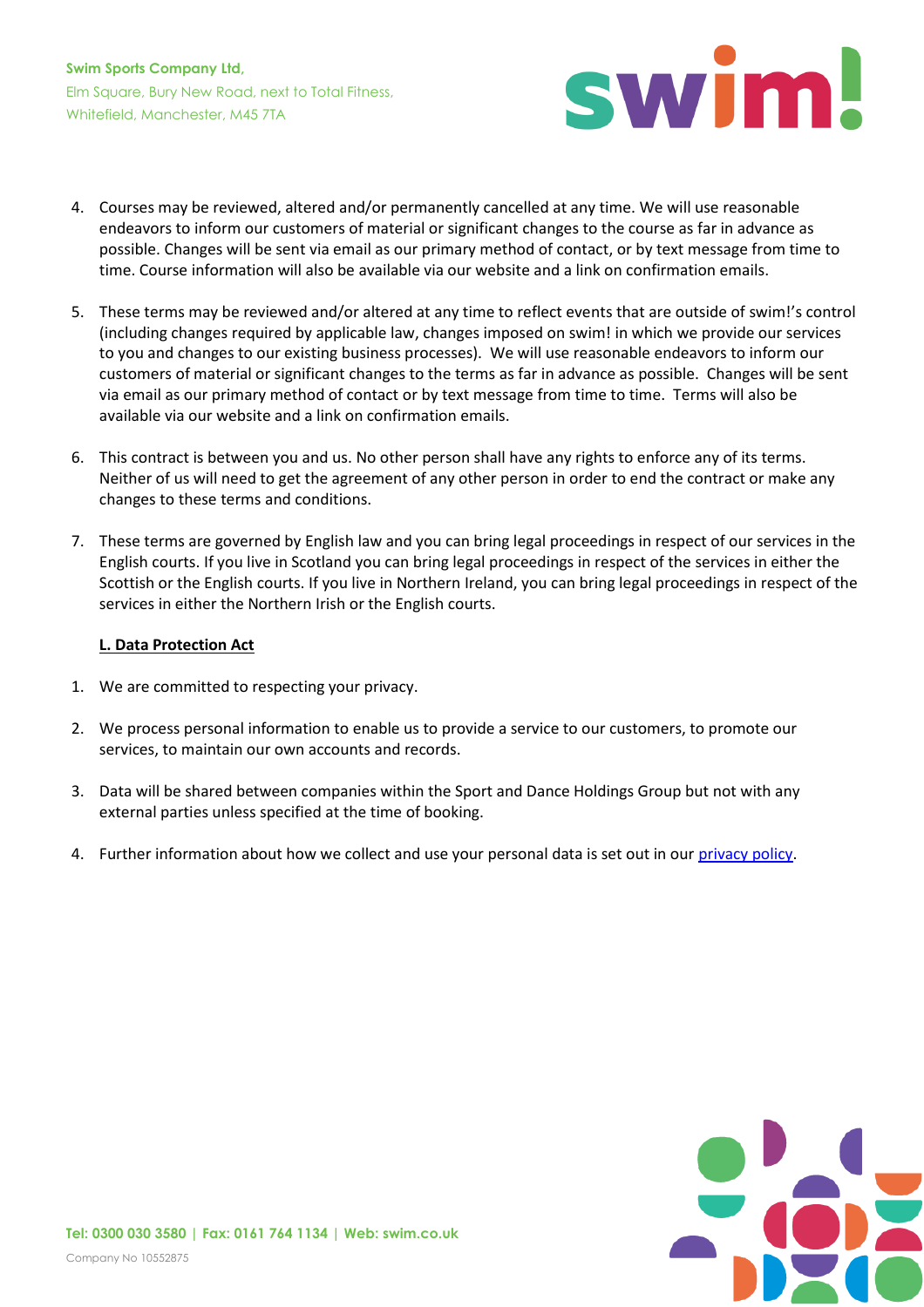4. Courses may be reviewed, altered and/or permanently cancelled at any time. We will use reasonable endeavors to inform our customers of material or significant changes to the course as far in advance as possible. Changes will be sent via email as our primary method of contact, or by text message from time to time. Course information will also be available via our website and a link on confirmation emails.

5. These terms may be reviewed and/or altered at any time to reflect events that are outside of swim!'s control (including changes required by applicable law, changes imposed on swim! in which we provide our services to you and changes to our existing business processes). We will use reasonable endeavors to inform our customers of material or significant changes to the terms as far in advance as possible. Changes will be sent via email as our primary method of contact or by text message from time to time. Terms will also be available via our website and a link on confirmation emails.

6. This contract is between you and us. No other person shall have any rights to enforce any of its terms. Neither of us will need to get the agreement of any other person in order to end the contract or make any changes to these terms and conditions.

7. These terms are governed by English law and you can bring legal proceedings in respect of our services in the English courts. If you live in Scotland you can bring legal proceedings in respect of the services in either the Scottish or the English courts. If you live in Northern Ireland, you can bring legal proceedings in respect of the services in either the Northern Irish or the English courts.

**L. Data Protection Act**

1. We are committed to respecting your privacy.

2. We process personal information to enable us to provide a service to our customers, to promote our services, to maintain our own accounts and records.

3. Data will be shared between companies within the Sport and Dance Holdings Group but not with any external parties unless specified at the time of booking.

4. Further information about how we collect and use your personal data is set out in our privacy policy.